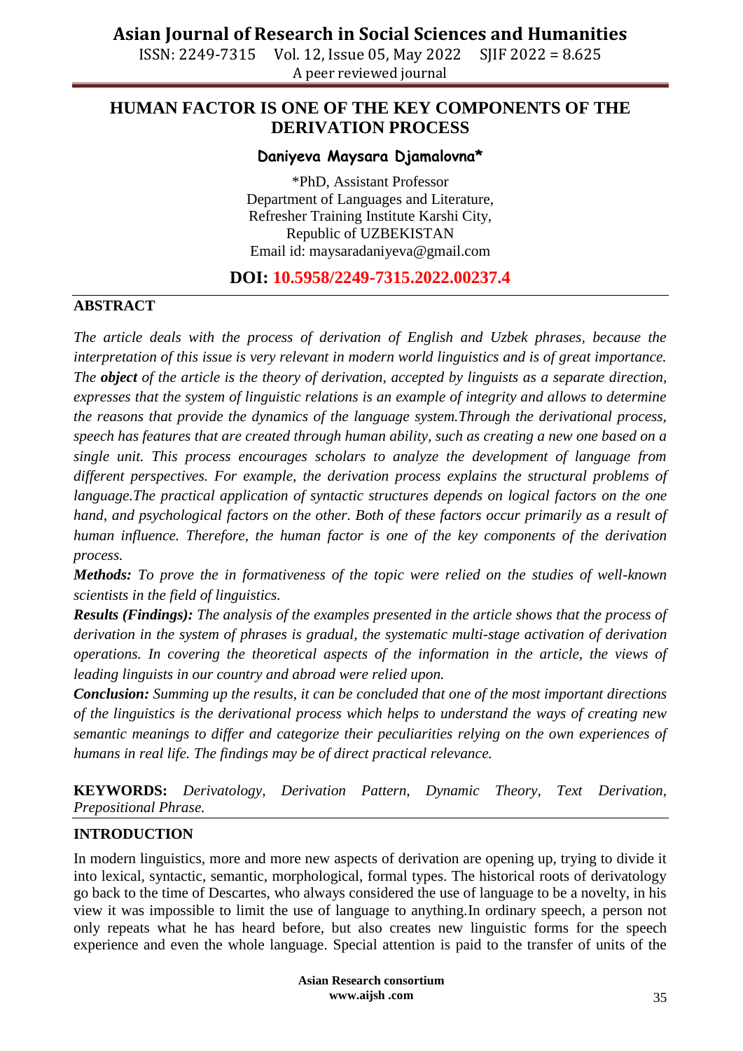# HUMAN FACTOR IS ONE OF THE KEY COMPONENTS OF THE DERIVATION PROCESS

**Daniyeva Maysara Djamalovna***

*PhD, Assistant Professor
Department of Languages and Literature,
Refresher Training Institute Karshi City,
Republic of UZBEKISTAN
Email id: maysaradaniyeva@gmail.com

**DOI: 10.5958/2249-7315.2022.00237.4**

## ABSTRACT

*The article deals with the process of derivation of English and Uzbek phrases, because the interpretation of this issue is very relevant in modern world linguistics and is of great importance. The* ***object*** *of the article is the theory of derivation, accepted by linguists as a separate direction, expresses that the system of linguistic relations is an example of integrity and allows to determine the reasons that provide the dynamics of the language system.Through the derivational process, speech has features that are created through human ability, such as creating a new one based on a single unit. This process encourages scholars to analyze the development of language from different perspectives. For example, the derivation process explains the structural problems of language.The practical application of syntactic structures depends on logical factors on the one hand, and psychological factors on the other. Both of these factors occur primarily as a result of human influence. Therefore, the human factor is one of the key components of the derivation process.*

***Methods:*** *To prove the in formativeness of the topic were relied on the studies of well-known scientists in the field of linguistics.*

***Results (Findings):*** *The analysis of the examples presented in the article shows that the process of derivation in the system of phrases is gradual, the systematic multi-stage activation of derivation operations. In covering the theoretical aspects of the information in the article, the views of leading linguists in our country and abroad were relied upon.*

***Conclusion:*** *Summing up the results, it can be concluded that one of the most important directions of the linguistics is the derivational process which helps to understand the ways of creating new semantic meanings to differ and categorize their peculiarities relying on the own experiences of humans in real life. The findings may be of direct practical relevance.*

**KEYWORDS:** *Derivatology, Derivation Pattern, Dynamic Theory, Text Derivation, Prepositional Phrase.*

## INTRODUCTION

In modern linguistics, more and more new aspects of derivation are opening up, trying to divide it into lexical, syntactic, semantic, morphological, formal types. The historical roots of derivatology go back to the time of Descartes, who always considered the use of language to be a novelty, in his view it was impossible to limit the use of language to anything.In ordinary speech, a person not only repeats what he has heard before, but also creates new linguistic forms for the speech experience and even the whole language. Special attention is paid to the transfer of units of the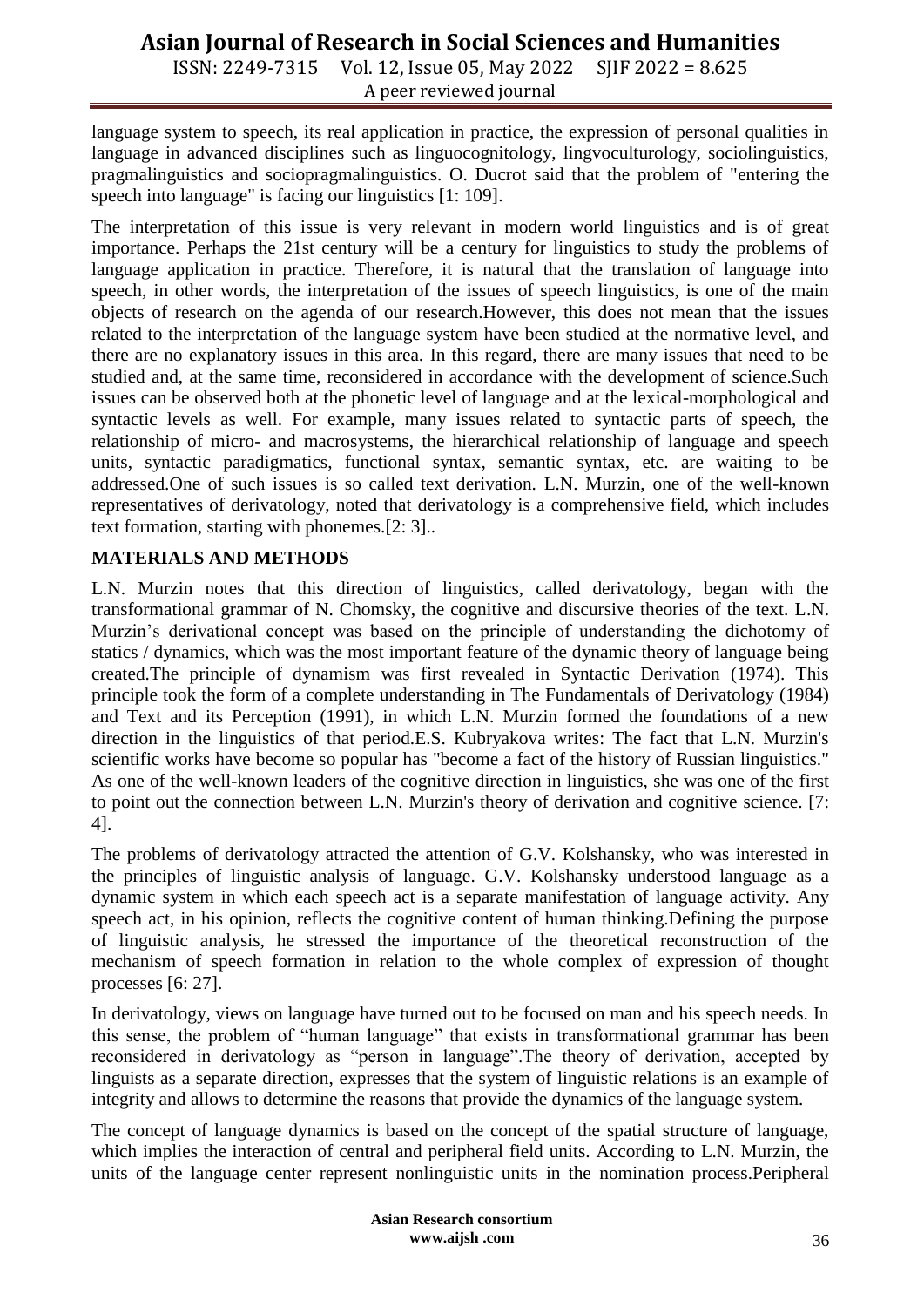language system to speech, its real application in practice, the expression of personal qualities in language in advanced disciplines such as linguocognitology, lingvoculturology, sociolinguistics, pragmalinguistics and sociopragmalinguistics. O. Ducrot said that the problem of "entering the speech into language" is facing our linguistics [1: 109].

The interpretation of this issue is very relevant in modern world linguistics and is of great importance. Perhaps the 21st century will be a century for linguistics to study the problems of language application in practice. Therefore, it is natural that the translation of language into speech, in other words, the interpretation of the issues of speech linguistics, is one of the main objects of research on the agenda of our research.However, this does not mean that the issues related to the interpretation of the language system have been studied at the normative level, and there are no explanatory issues in this area. In this regard, there are many issues that need to be studied and, at the same time, reconsidered in accordance with the development of science.Such issues can be observed both at the phonetic level of language and at the lexical-morphological and syntactic levels as well. For example, many issues related to syntactic parts of speech, the relationship of micro- and macrosystems, the hierarchical relationship of language and speech units, syntactic paradigmatics, functional syntax, semantic syntax, etc. are waiting to be addressed.One of such issues is so called text derivation. L.N. Murzin, one of the well-known representatives of derivatology, noted that derivatology is a comprehensive field, which includes text formation, starting with phonemes.[2: 3]..

## MATERIALS AND METHODS

L.N. Murzin notes that this direction of linguistics, called derivatology, began with the transformational grammar of N. Chomsky, the cognitive and discursive theories of the text. L.N. Murzin's derivational concept was based on the principle of understanding the dichotomy of statics / dynamics, which was the most important feature of the dynamic theory of language being created.The principle of dynamism was first revealed in Syntactic Derivation (1974). This principle took the form of a complete understanding in The Fundamentals of Derivatology (1984) and Text and its Perception (1991), in which L.N. Murzin formed the foundations of a new direction in the linguistics of that period.E.S. Kubryakova writes: The fact that L.N. Murzin's scientific works have become so popular has "become a fact of the history of Russian linguistics." As one of the well-known leaders of the cognitive direction in linguistics, she was one of the first to point out the connection between L.N. Murzin's theory of derivation and cognitive science. [7: 4].

The problems of derivatology attracted the attention of G.V. Kolshansky, who was interested in the principles of linguistic analysis of language. G.V. Kolshansky understood language as a dynamic system in which each speech act is a separate manifestation of language activity. Any speech act, in his opinion, reflects the cognitive content of human thinking.Defining the purpose of linguistic analysis, he stressed the importance of the theoretical reconstruction of the mechanism of speech formation in relation to the whole complex of expression of thought processes [6: 27].

In derivatology, views on language have turned out to be focused on man and his speech needs. In this sense, the problem of "human language" that exists in transformational grammar has been reconsidered in derivatology as "person in language".The theory of derivation, accepted by linguists as a separate direction, expresses that the system of linguistic relations is an example of integrity and allows to determine the reasons that provide the dynamics of the language system.

The concept of language dynamics is based on the concept of the spatial structure of language, which implies the interaction of central and peripheral field units. According to L.N. Murzin, the units of the language center represent nonlinguistic units in the nomination process.Peripheral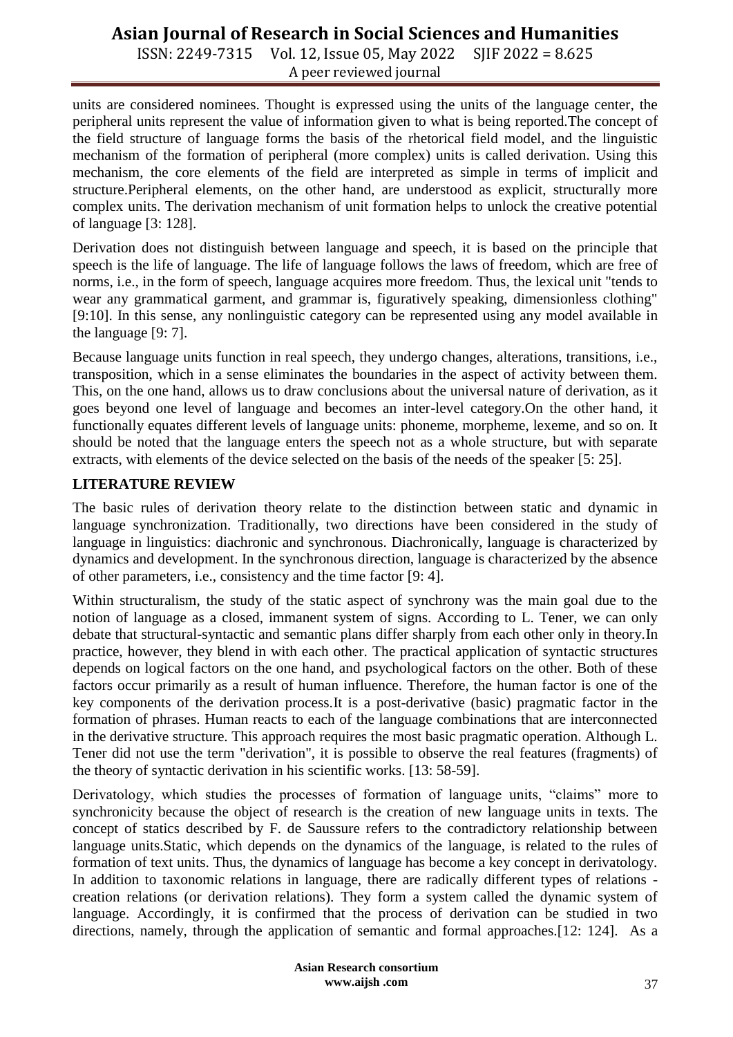units are considered nominees. Thought is expressed using the units of the language center, the peripheral units represent the value of information given to what is being reported.The concept of the field structure of language forms the basis of the rhetorical field model, and the linguistic mechanism of the formation of peripheral (more complex) units is called derivation. Using this mechanism, the core elements of the field are interpreted as simple in terms of implicit and structure.Peripheral elements, on the other hand, are understood as explicit, structurally more complex units. The derivation mechanism of unit formation helps to unlock the creative potential of language [3: 128].

Derivation does not distinguish between language and speech, it is based on the principle that speech is the life of language. The life of language follows the laws of freedom, which are free of norms, i.e., in the form of speech, language acquires more freedom. Thus, the lexical unit "tends to wear any grammatical garment, and grammar is, figuratively speaking, dimensionless clothing" [9:10]. In this sense, any nonlinguistic category can be represented using any model available in the language [9: 7].

Because language units function in real speech, they undergo changes, alterations, transitions, i.e., transposition, which in a sense eliminates the boundaries in the aspect of activity between them. This, on the one hand, allows us to draw conclusions about the universal nature of derivation, as it goes beyond one level of language and becomes an inter-level category.On the other hand, it functionally equates different levels of language units: phoneme, morpheme, lexeme, and so on. It should be noted that the language enters the speech not as a whole structure, but with separate extracts, with elements of the device selected on the basis of the needs of the speaker [5: 25].

## LITERATURE REVIEW

The basic rules of derivation theory relate to the distinction between static and dynamic in language synchronization. Traditionally, two directions have been considered in the study of language in linguistics: diachronic and synchronous. Diachronically, language is characterized by dynamics and development. In the synchronous direction, language is characterized by the absence of other parameters, i.e., consistency and the time factor [9: 4].

Within structuralism, the study of the static aspect of synchrony was the main goal due to the notion of language as a closed, immanent system of signs. According to L. Tener, we can only debate that structural-syntactic and semantic plans differ sharply from each other only in theory.In practice, however, they blend in with each other. The practical application of syntactic structures depends on logical factors on the one hand, and psychological factors on the other. Both of these factors occur primarily as a result of human influence. Therefore, the human factor is one of the key components of the derivation process.It is a post-derivative (basic) pragmatic factor in the formation of phrases. Human reacts to each of the language combinations that are interconnected in the derivative structure. This approach requires the most basic pragmatic operation. Although L. Tener did not use the term "derivation", it is possible to observe the real features (fragments) of the theory of syntactic derivation in his scientific works. [13: 58-59].

Derivatology, which studies the processes of formation of language units, "claims" more to synchronicity because the object of research is the creation of new language units in texts. The concept of statics described by F. de Saussure refers to the contradictory relationship between language units.Static, which depends on the dynamics of the language, is related to the rules of formation of text units. Thus, the dynamics of language has become a key concept in derivatology. In addition to taxonomic relations in language, there are radically different types of relations - creation relations (or derivation relations). They form a system called the dynamic system of language. Accordingly, it is confirmed that the process of derivation can be studied in two directions, namely, through the application of semantic and formal approaches.[12: 124]. As a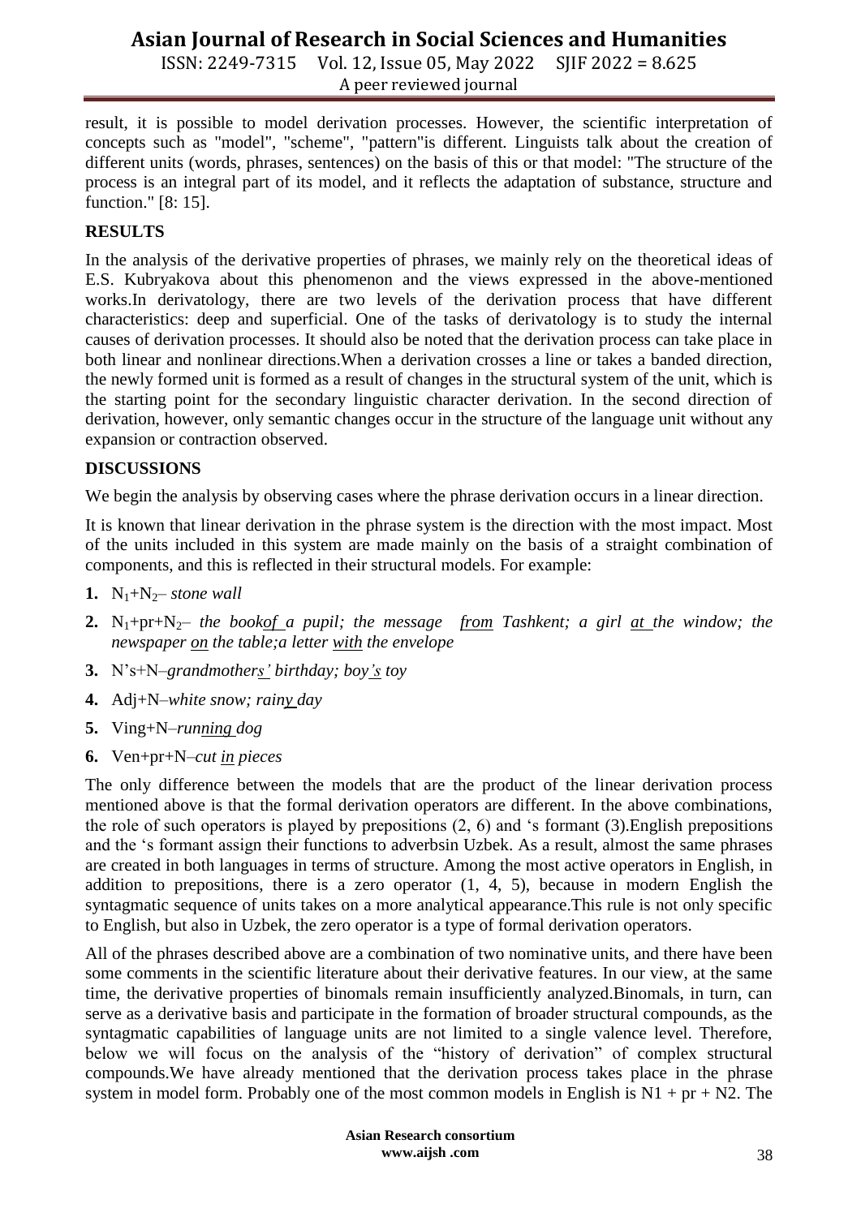result, it is possible to model derivation processes. However, the scientific interpretation of concepts such as "model", "scheme", "pattern"is different. Linguists talk about the creation of different units (words, phrases, sentences) on the basis of this or that model: "The structure of the process is an integral part of its model, and it reflects the adaptation of substance, structure and function." [8: 15].

## RESULTS

In the analysis of the derivative properties of phrases, we mainly rely on the theoretical ideas of E.S. Kubryakova about this phenomenon and the views expressed in the above-mentioned works.In derivatology, there are two levels of the derivation process that have different characteristics: deep and superficial. One of the tasks of derivatology is to study the internal causes of derivation processes. It should also be noted that the derivation process can take place in both linear and nonlinear directions.When a derivation crosses a line or takes a banded direction, the newly formed unit is formed as a result of changes in the structural system of the unit, which is the starting point for the secondary linguistic character derivation. In the second direction of derivation, however, only semantic changes occur in the structure of the language unit without any expansion or contraction observed.

## DISCUSSIONS

We begin the analysis by observing cases where the phrase derivation occurs in a linear direction.

It is known that linear derivation in the phrase system is the direction with the most impact. Most of the units included in this system are made mainly on the basis of a straight combination of components, and this is reflected in their structural models. For example:

1. $N_1$+$N_2$– *stone wall*
2. $N_1$+pr+$N_2$– *the book<u>of</u> a pupil; the message <u>from</u> Tashkent; a girl <u>at</u> the window; the newspaper <u>on</u> the table;a letter <u>with</u> the envelope*
3. N's+N–*grandmother<u>s'</u> birthday; boy<u>'s</u> toy*
4. Adj+N–*white snow; rain<u>y</u> day*
5. Ving+N–*run<u>ning</u> dog*
6. Ven+pr+N–*cut <u>in</u> pieces*

The only difference between the models that are the product of the linear derivation process mentioned above is that the formal derivation operators are different. In the above combinations, the role of such operators is played by prepositions (2, 6) and 's formant (3).English prepositions and the 's formant assign their functions to adverbsin Uzbek. As a result, almost the same phrases are created in both languages in terms of structure. Among the most active operators in English, in addition to prepositions, there is a zero operator (1, 4, 5), because in modern English the syntagmatic sequence of units takes on a more analytical appearance.This rule is not only specific to English, but also in Uzbek, the zero operator is a type of formal derivation operators.

All of the phrases described above are a combination of two nominative units, and there have been some comments in the scientific literature about their derivative features. In our view, at the same time, the derivative properties of binomals remain insufficiently analyzed.Binomals, in turn, can serve as a derivative basis and participate in the formation of broader structural compounds, as the syntagmatic capabilities of language units are not limited to a single valence level. Therefore, below we will focus on the analysis of the "history of derivation" of complex structural compounds.We have already mentioned that the derivation process takes place in the phrase system in model form. Probably one of the most common models in English is N1 + pr + N2. The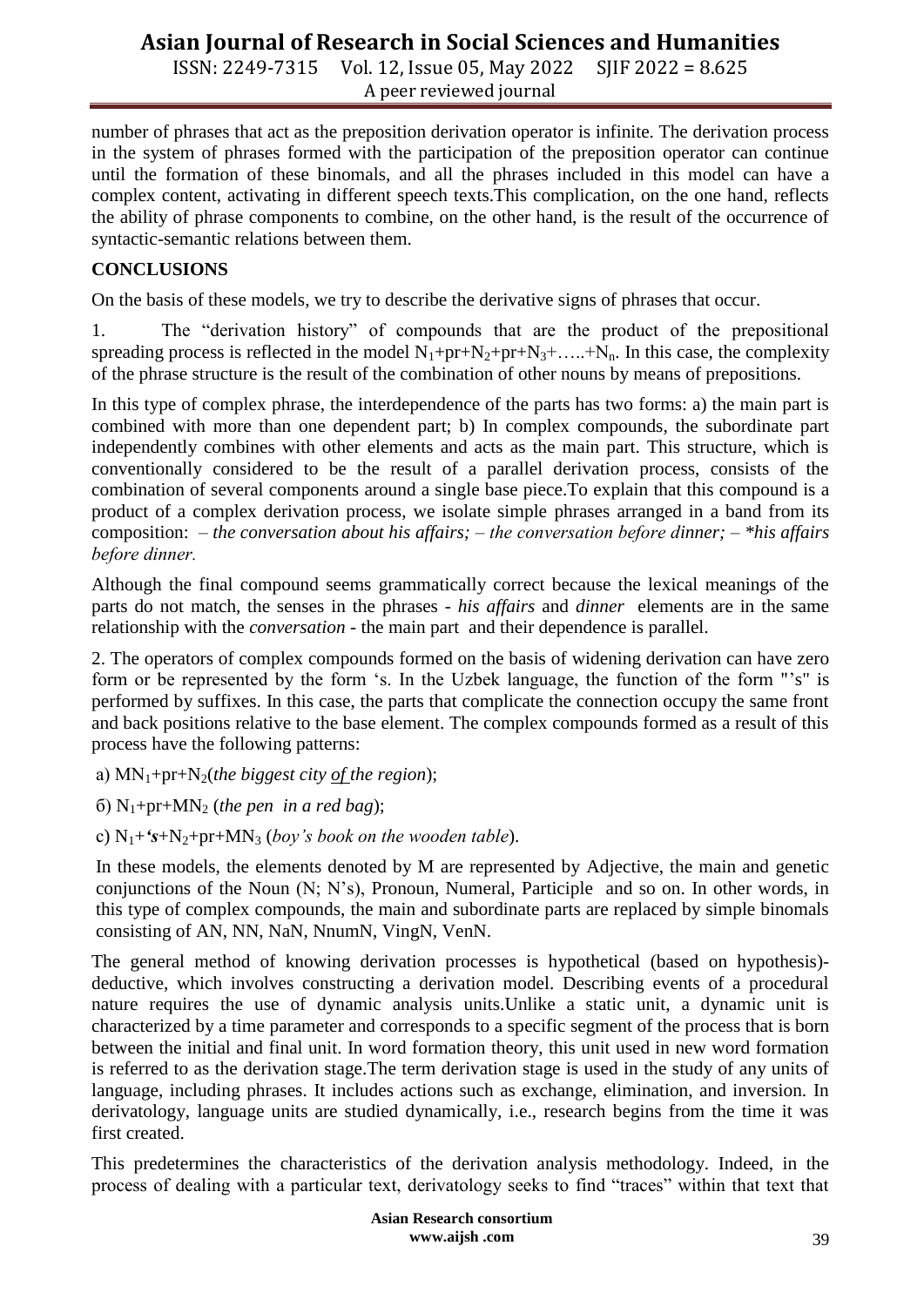number of phrases that act as the preposition derivation operator is infinite. The derivation process in the system of phrases formed with the participation of the preposition operator can continue until the formation of these binomals, and all the phrases included in this model can have a complex content, activating in different speech texts.This complication, on the one hand, reflects the ability of phrase components to combine, on the other hand, is the result of the occurrence of syntactic-semantic relations between them.

## CONCLUSIONS

On the basis of these models, we try to describe the derivative signs of phrases that occur.

1. The "derivation history" of compounds that are the product of the prepositional spreading process is reflected in the model $N_1+pr+N_2+pr+N_3+.....+N_n$. In this case, the complexity of the phrase structure is the result of the combination of other nouns by means of prepositions.

In this type of complex phrase, the interdependence of the parts has two forms: a) the main part is combined with more than one dependent part; b) In complex compounds, the subordinate part independently combines with other elements and acts as the main part. This structure, which is conventionally considered to be the result of a parallel derivation process, consists of the combination of several components around a single base piece.To explain that this compound is a product of a complex derivation process, we isolate simple phrases arranged in a band from its composition: – *the conversation about his affairs; – the conversation before dinner; – *his affairs before dinner.*

Although the final compound seems grammatically correct because the lexical meanings of the parts do not match, the senses in the phrases - *his affairs* and *dinner* elements are in the same relationship with the *conversation* - the main part and their dependence is parallel.

2. The operators of complex compounds formed on the basis of widening derivation can have zero form or be represented by the form 's. In the Uzbek language, the function of the form "'s" is performed by suffixes. In this case, the parts that complicate the connection occupy the same front and back positions relative to the base element. The complex compounds formed as a result of this process have the following patterns:

а) $MN_1+pr+N_2$(*the biggest city of the region*);

б) $N_1+pr+MN_2$ (*the pen in a red bag*);

c) $N_1+$*'s*$+N_2+pr+MN_3$ (*boy's book on the wooden table*).

In these models, the elements denoted by M are represented by Adjective, the main and genetic conjunctions of the Noun (N; N's), Pronoun, Numeral, Participle and so on. In other words, in this type of complex compounds, the main and subordinate parts are replaced by simple binomals consisting of AN, NN, NaN, NnumN, VingN, VenN.

The general method of knowing derivation processes is hypothetical (based on hypothesis)-deductive, which involves constructing a derivation model. Describing events of a procedural nature requires the use of dynamic analysis units.Unlike a static unit, a dynamic unit is characterized by a time parameter and corresponds to a specific segment of the process that is born between the initial and final unit. In word formation theory, this unit used in new word formation is referred to as the derivation stage.The term derivation stage is used in the study of any units of language, including phrases. It includes actions such as exchange, elimination, and inversion. In derivatology, language units are studied dynamically, i.e., research begins from the time it was first created.

This predetermines the characteristics of the derivation analysis methodology. Indeed, in the process of dealing with a particular text, derivatology seeks to find "traces" within that text that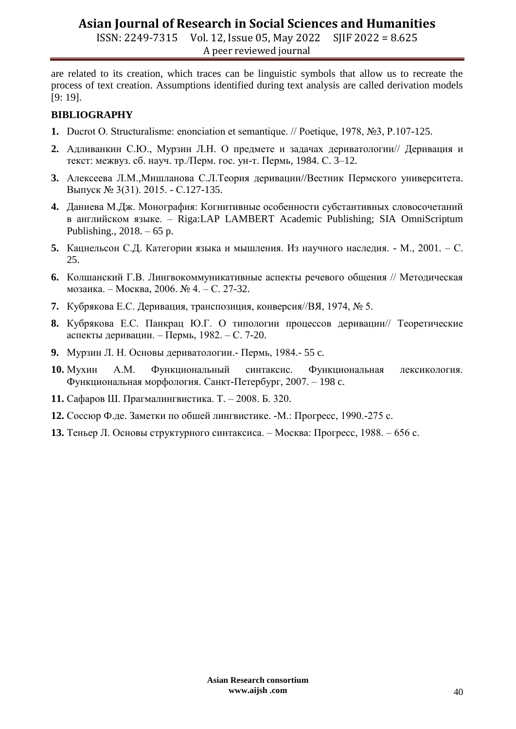are related to its creation, which traces can be linguistic symbols that allow us to recreate the process of text creation. Assumptions identified during text analysis are called derivation models [9: 19].

## BIBLIOGRAPHY

1. Ducrot O. Structuralisme: enonciation et semantique. // Poetique, 1978, №3, P.107-125.
2. Адливанкин С.Ю., Мурзин Л.Н. О предмете и задачах дериватологии// Деривация и текст: межвуз. сб. науч. тр./Перм. гос. ун-т. Пермь, 1984. С. 3–12.
3. Алексеева Л.М.,Мишланова С.Л.Теория деривации//Вестник Пермского университета. Выпуск № 3(31). 2015. - С.127-135.
4. Даниева М.Дж. Монография: Когнитивные особенности субстантивных словосочетаний в английском языке. – Riga:LAP LAMBERT Academic Publishing; SIA OmniScriptum Publishing., 2018. – 65 p.
5. Кацнельсон С.Д. Категории языка и мышления. Из научного наследия. - М., 2001. – С. 25.
6. Колшанский Г.В. Лингвокоммуникативные аспекты речевого общения // Методическая мозаика. – Москва, 2006. № 4. – С. 27-32.
7. Кубрякова Е.С. Деривация, транспозиция, конверсия//ВЯ, 1974, № 5.
8. Кубрякова Е.С. Панкрац Ю.Г. О типологии процессов деривации// Теоретические аспекты деривации. – Пермь, 1982. – С. 7-20.
9. Мурзин Л. Н. Основы дериватологии.- Пермь, 1984.- 55 с.
10. Мухин А.М. Функциональный синтаксис. Функциональная лексикология. Функциональная морфология. Санкт-Петербург, 2007. – 198 с.
11. Сафаров Ш. Прагмалингвистика. Т. – 2008. Б. 320.
12. Соссюр Ф.де. Заметки по обшей лингвистике. -М.: Прогресс, 1990.-275 с.
13. Теньер Л. Основы структурного синтаксиса. – Москва: Прогресс, 1988. – 656 с.